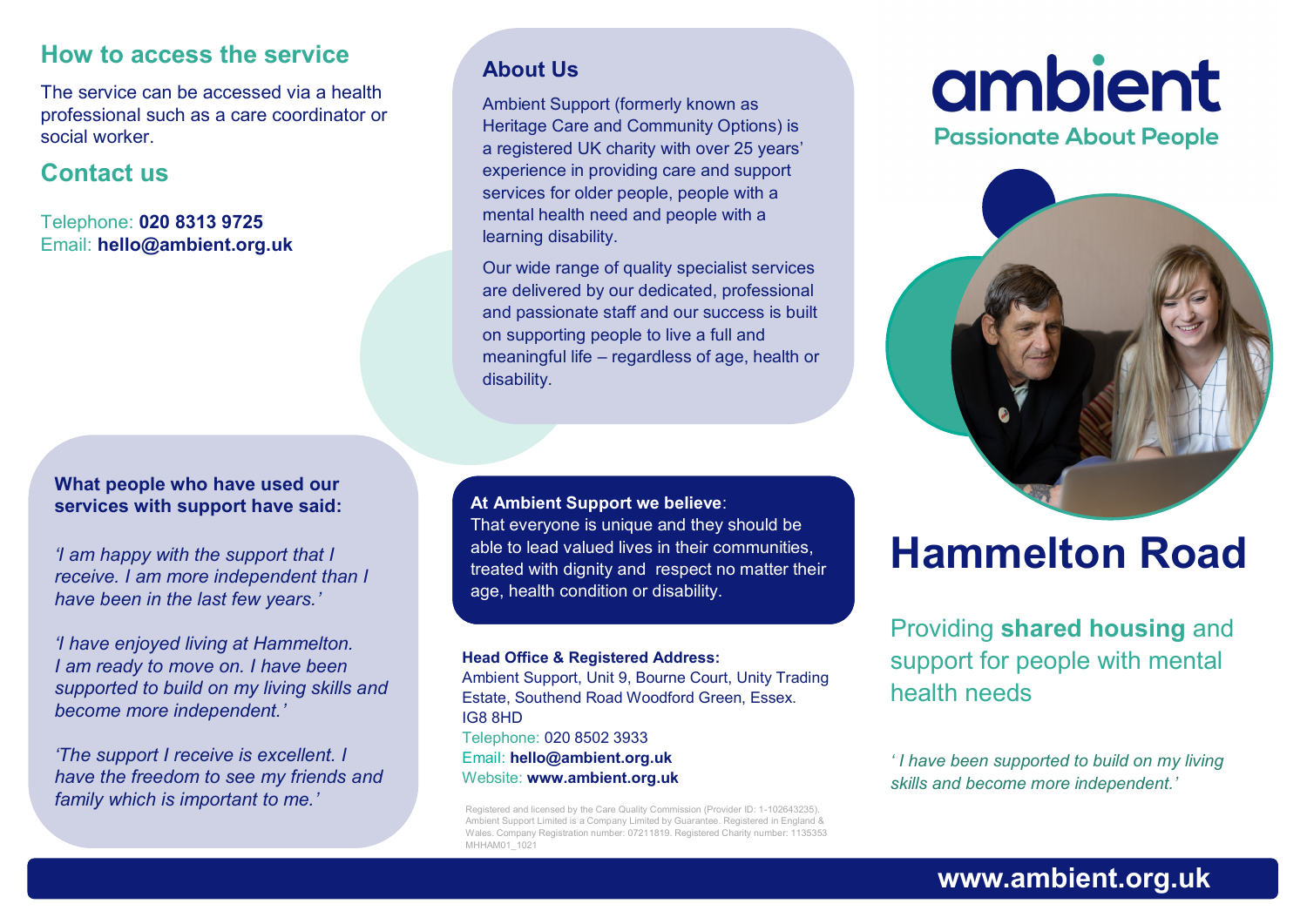## How to access the service

The service can be accessed via a health professional such as a care coordinator or social worker.

## Contact us

Telephone: **020 8313 9725**
Email: **hello@ambient.org.uk**

**What people who have used our services with support have said:**

*'I am happy with the support that I receive. I am more independent than I have been in the last few years.'*

*'I have enjoyed living at Hammelton. I am ready to move on. I have been supported to build on my living skills and become more independent.'*

*'The support I receive is excellent. I have the freedom to see my friends and family which is important to me.'*

## About Us

Ambient Support (formerly known as Heritage Care and Community Options) is a registered UK charity with over 25 years' experience in providing care and support services for older people, people with a mental health need and people with a learning disability.

Our wide range of quality specialist services are delivered by our dedicated, professional and passionate staff and our success is built on supporting people to live a full and meaningful life – regardless of age, health or disability.

**At Ambient Support we believe**:
That everyone is unique and they should be able to lead valued lives in their communities, treated with dignity and respect no matter their age, health condition or disability.

**Head Office & Registered Address:**
Ambient Support, Unit 9, Bourne Court, Unity Trading Estate, Southend Road Woodford Green, Essex. IG8 8HD
Telephone: 020 8502 3933
Email: **hello@ambient.org.uk**
Website: **www.ambient.org.uk**

Registered and licensed by the Care Quality Commission (Provider ID: 1-102643235). Ambient Support Limited is a Company Limited by Guarantee. Registered in England & Wales. Company Registration number: 07211819. Registered Charity number: 1135353
MHHAM01_1021

**ambient**
Passionate About People

# Hammelton Road

Providing **shared housing** and support for people with mental health needs

*' I have been supported to build on my living skills and become more independent.'*

**www.ambient.org.uk**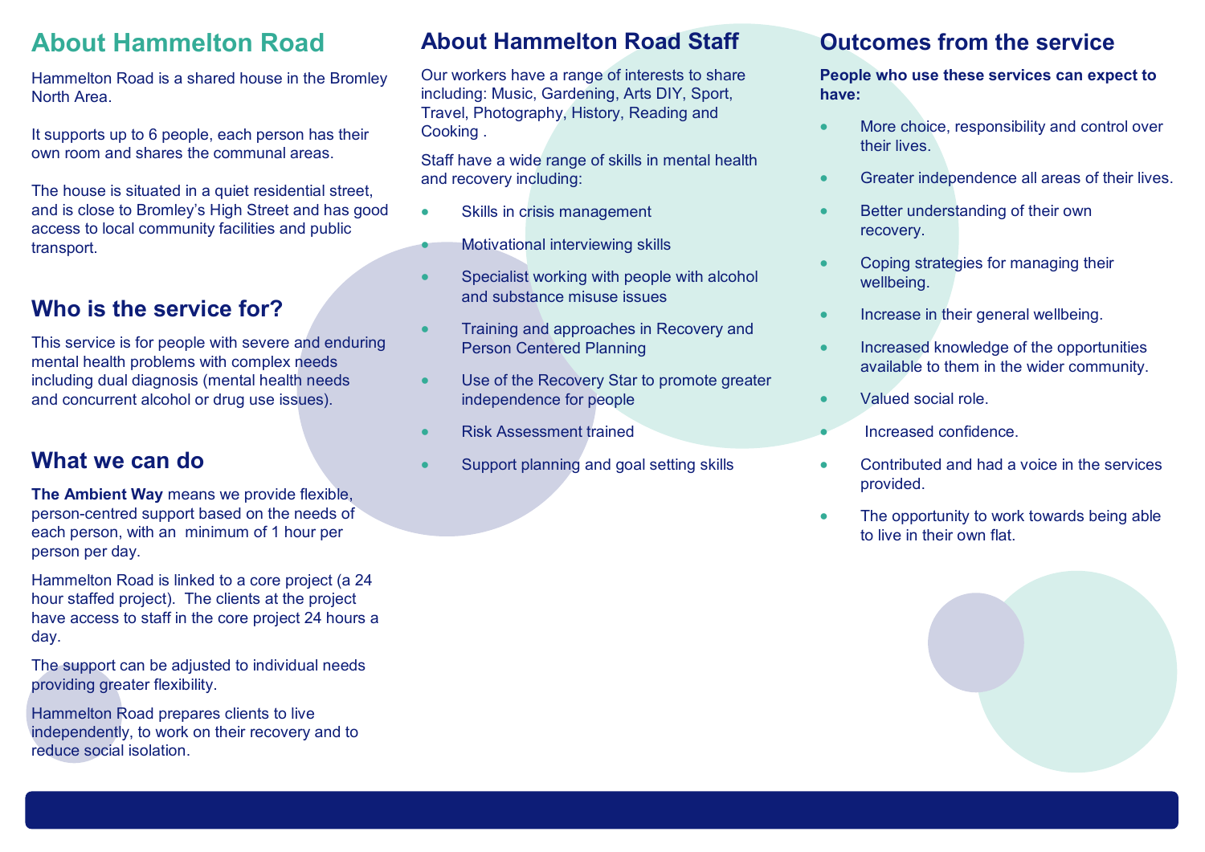## About Hammelton Road

Hammelton Road is a shared house in the Bromley North Area.

It supports up to 6 people, each person has their own room and shares the communal areas.

The house is situated in a quiet residential street, and is close to Bromley's High Street and has good access to local community facilities and public transport.

## Who is the service for?

This service is for people with severe and enduring mental health problems with complex needs including dual diagnosis (mental health needs and concurrent alcohol or drug use issues).

## What we can do

**The Ambient Way** means we provide flexible, person-centred support based on the needs of each person, with an minimum of 1 hour per person per day.

Hammelton Road is linked to a core project (a 24 hour staffed project). The clients at the project have access to staff in the core project 24 hours a day.

The support can be adjusted to individual needs providing greater flexibility.

Hammelton Road prepares clients to live independently, to work on their recovery and to reduce social isolation.

## About Hammelton Road Staff

Our workers have a range of interests to share including: Music, Gardening, Arts DIY, Sport, Travel, Photography, History, Reading and Cooking .

Staff have a wide range of skills in mental health and recovery including:

- Skills in crisis management
- Motivational interviewing skills
- Specialist working with people with alcohol and substance misuse issues
- Training and approaches in Recovery and Person Centered Planning
- Use of the Recovery Star to promote greater independence for people
- Risk Assessment trained
- Support planning and goal setting skills

## Outcomes from the service

**People who use these services can expect to have:**

- More choice, responsibility and control over their lives.
- Greater independence all areas of their lives.
- Better understanding of their own recovery.
- Coping strategies for managing their wellbeing.
- Increase in their general wellbeing.
- Increased knowledge of the opportunities available to them in the wider community.
- Valued social role.
- Increased confidence.
- Contributed and had a voice in the services provided.
- The opportunity to work towards being able to live in their own flat.